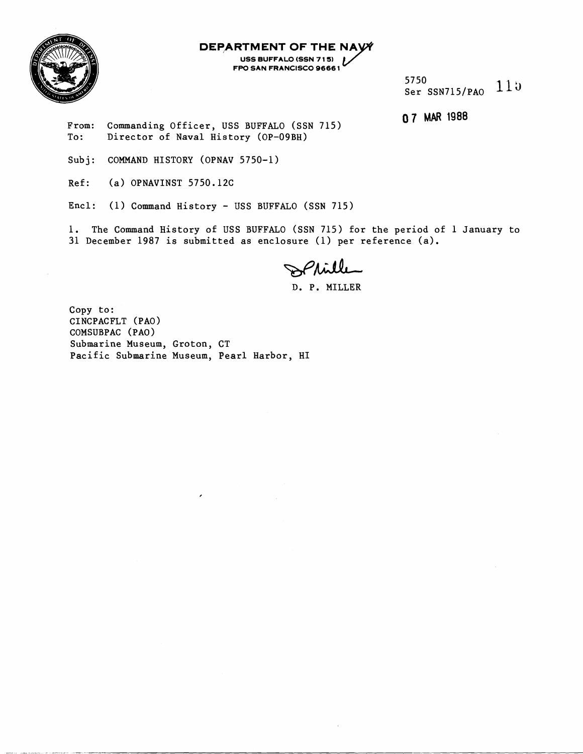**DEPARTMENT OF THE NAVY**
**USS BUFFALO (SSN 715)**
**FPO SAN FRANCISCO 96661**

5750
Ser SSN715/PAO 115

07 MAR 1988

From: Commanding Officer, USS BUFFALO (SSN 715)
To: Director of Naval History (OP-09BH)

Subj: COMMAND HISTORY (OPNAV 5750-1)

Ref: (a) OPNAVINST 5750.12C

Encl: (1) Command History - USS BUFFALO (SSN 715)

1. The Command History of USS BUFFALO (SSN 715) for the period of 1 January to 31 December 1987 is submitted as enclosure (1) per reference (a).

D. P. MILLER

Copy to:
CINCPACFLT (PAO)
COMSUBPAC (PAO)
Submarine Museum, Groton, CT
Pacific Submarine Museum, Pearl Harbor, HI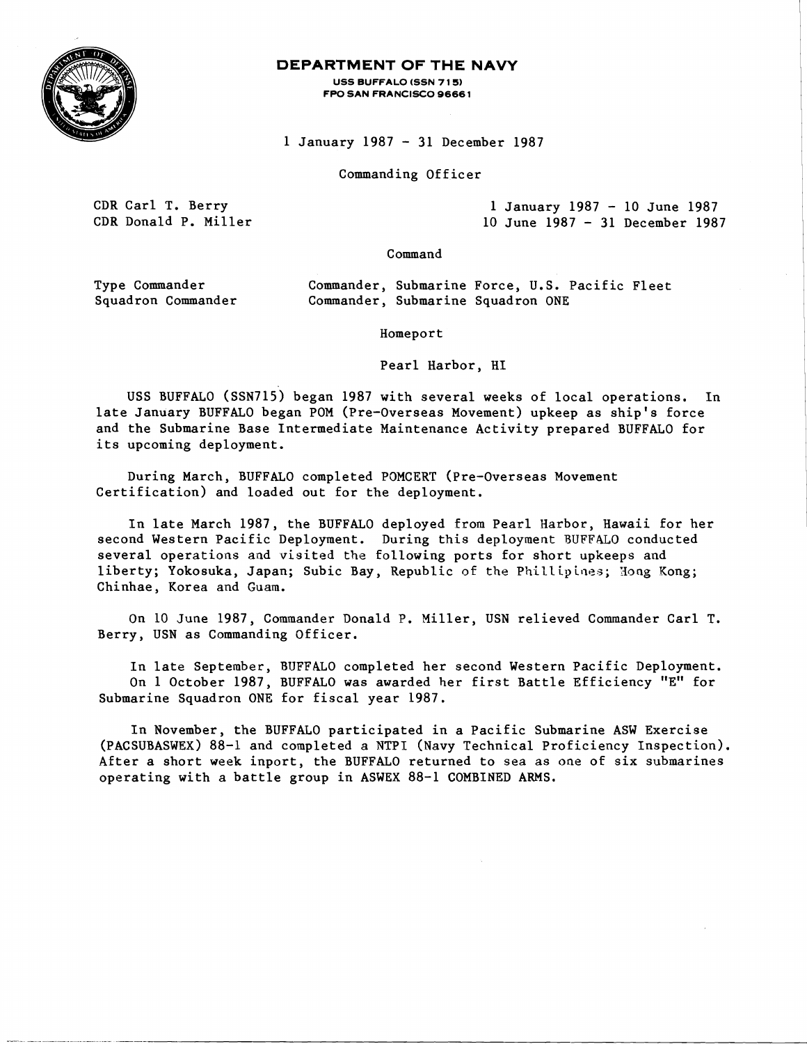# DEPARTMENT OF THE NAVY

**USS BUFFALO (SSN 715)**
**FPO SAN FRANCISCO 96661**

1 January 1987 - 31 December 1987

Commanding Officer

| | |
|---|---|
| CDR Carl T. Berry | 1 January 1987 - 10 June 1987 |
| CDR Donald P. Miller | 10 June 1987 - 31 December 1987 |

Command

| | |
|---|---|
| Type Commander | Commander, Submarine Force, U.S. Pacific Fleet |
| Squadron Commander | Commander, Submarine Squadron ONE |

Homeport

Pearl Harbor, HI

USS BUFFALO (SSN715) began 1987 with several weeks of local operations. In late January BUFFALO began POM (Pre-Overseas Movement) upkeep as ship's force and the Submarine Base Intermediate Maintenance Activity prepared BUFFALO for its upcoming deployment.

During March, BUFFALO completed POMCERT (Pre-Overseas Movement Certification) and loaded out for the deployment.

In late March 1987, the BUFFALO deployed from Pearl Harbor, Hawaii for her second Western Pacific Deployment. During this deployment BUFFALO conducted several operations and visited the following ports for short upkeeps and liberty; Yokosuka, Japan; Subic Bay, Republic of the Phillipines; Hong Kong; Chinhae, Korea and Guam.

On 10 June 1987, Commander Donald P. Miller, USN relieved Commander Carl T. Berry, USN as Commanding Officer.

In late September, BUFFALO completed her second Western Pacific Deployment. On 1 October 1987, BUFFALO was awarded her first Battle Efficiency "E" for Submarine Squadron ONE for fiscal year 1987.

In November, the BUFFALO participated in a Pacific Submarine ASW Exercise (PACSUBASWEX) 88-1 and completed a NTPI (Navy Technical Proficiency Inspection). After a short week inport, the BUFFALO returned to sea as one of six submarines operating with a battle group in ASWEX 88-1 COMBINED ARMS.